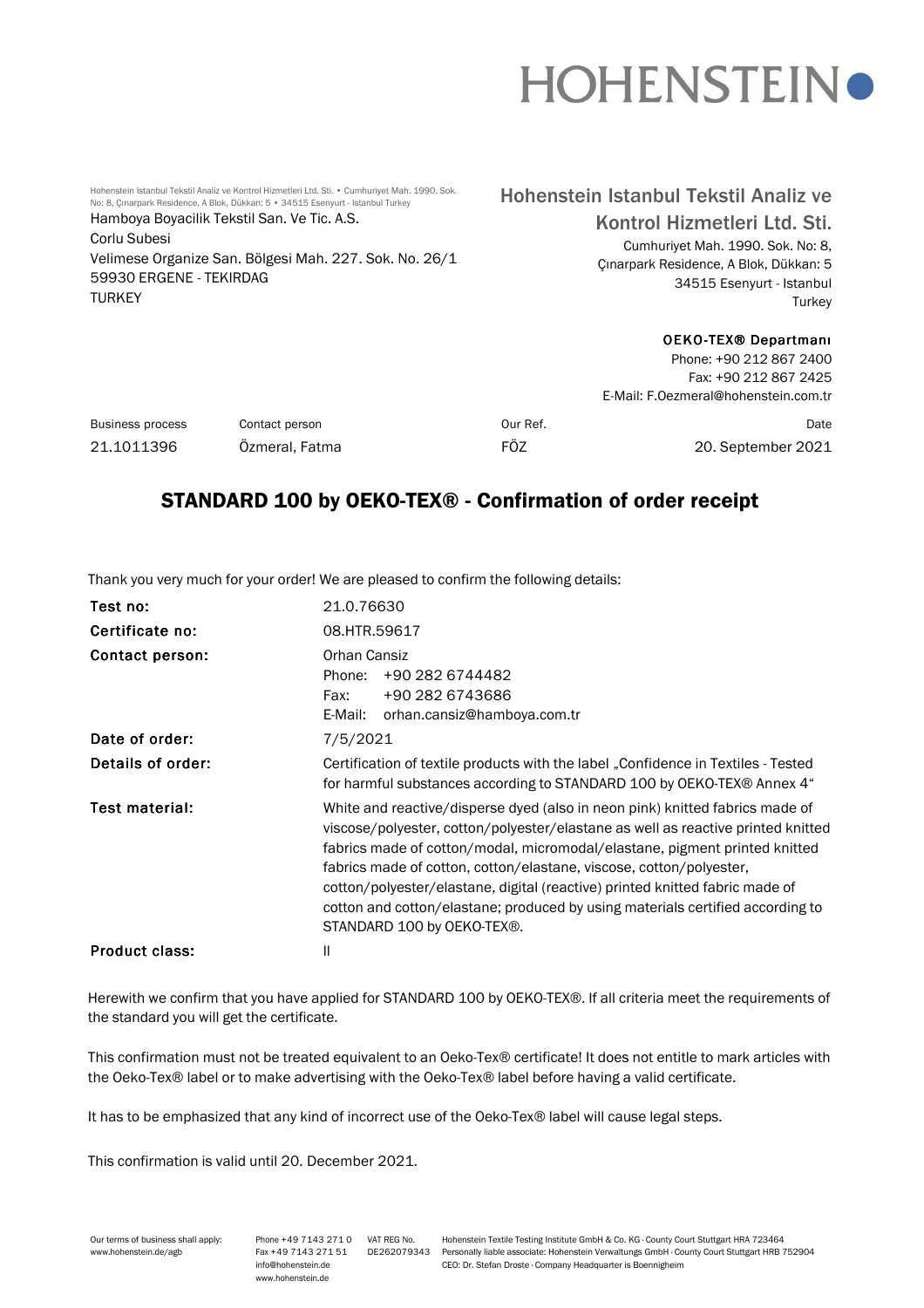HOHENSTEIN

Hohenstein Istanbul Tekstil Analiz ve Kontrol Hizmetleri Ltd. Sti. • Cumhuriyet Mah. 1990. Sok. No: 8, Çınarpark Residence, A Blok, Dükkan: 5 • 34515 Esenyurt - Istanbul Turkey

Hamboya Boyacilik Tekstil San. Ve Tic. A.S.
Corlu Subesi
Velimese Organize San. Bölgesi Mah. 227. Sok. No. 26/1
59930 ERGENE - TEKIRDAG
TURKEY

Hohenstein Istanbul Tekstil Analiz ve Kontrol Hizmetleri Ltd. Sti.
Cumhuriyet Mah. 1990. Sok. No: 8,
Çınarpark Residence, A Blok, Dükkan: 5
34515 Esenyurt - Istanbul
Turkey

**OEKO-TEX® Departmanı**
Phone: +90 212 867 2400
Fax: +90 212 867 2425
E-Mail: F.Oezmeral@hohenstein.com.tr

| Business process | Contact person | Our Ref. | Date |
|---|---|---|---|
| 21.1011396 | Özmeral, Fatma | FÖZ | 20. September 2021 |

# STANDARD 100 by OEKO-TEX® - Confirmation of order receipt

Thank you very much for your order! We are pleased to confirm the following details:

| | |
|---|---|
| **Test no:** | 21.0.76630 |
| **Certificate no:** | 08.HTR.59617 |
| **Contact person:** | Orhan Cansiz<br>Phone: +90 282 6744482<br>Fax: +90 282 6743686<br>E-Mail: orhan.cansiz@hamboya.com.tr |
| **Date of order:** | 7/5/2021 |
| **Details of order:** | Certification of textile products with the label „Confidence in Textiles - Tested for harmful substances according to STANDARD 100 by OEKO-TEX® Annex 4“ |
| **Test material:** | White and reactive/disperse dyed (also in neon pink) knitted fabrics made of viscose/polyester, cotton/polyester/elastane as well as reactive printed knitted fabrics made of cotton/modal, micromodal/elastane, pigment printed knitted fabrics made of cotton, cotton/elastane, viscose, cotton/polyester, cotton/polyester/elastane, digital (reactive) printed knitted fabric made of cotton and cotton/elastane; produced by using materials certified according to STANDARD 100 by OEKO-TEX®. |
| **Product class:** | II |

Herewith we confirm that you have applied for STANDARD 100 by OEKO-TEX®. If all criteria meet the requirements of the standard you will get the certificate.

This confirmation must not be treated equivalent to an Oeko-Tex® certificate! It does not entitle to mark articles with the Oeko-Tex® label or to make advertising with the Oeko-Tex® label before having a valid certificate.

It has to be emphasized that any kind of incorrect use of the Oeko-Tex® label will cause legal steps.

This confirmation is valid until 20. December 2021.

Our terms of business shall apply: www.hohenstein.de/agb | Phone +49 7143 271 0 Fax +49 7143 271 51 info@hohenstein.de www.hohenstein.de | VAT REG No. DE262079343 | Hohenstein Textile Testing Institute GmbH & Co. KG · County Court Stuttgart HRA 723464 Personally liable associate: Hohenstein Verwaltungs GmbH · County Court Stuttgart HRB 752904 CEO: Dr. Stefan Droste · Company Headquarter is Boennigheim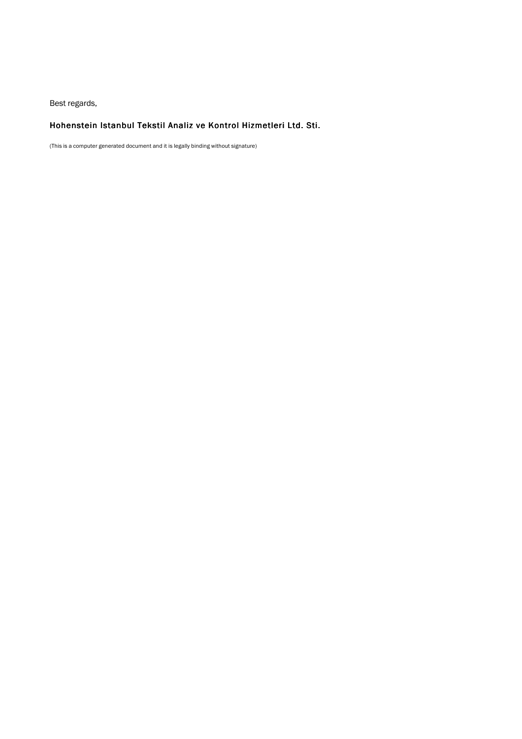Best regards,

**Hohenstein Istanbul Tekstil Analiz ve Kontrol Hizmetleri Ltd. Sti.**

(This is a computer generated document and it is legally binding without signature)